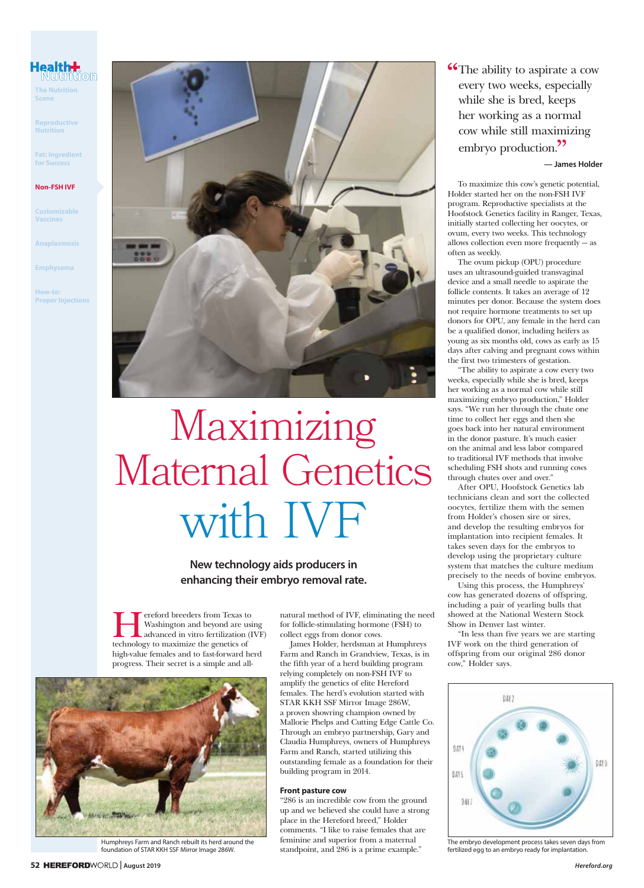Health+ Nutrition

The Nutrition Scene

Reproductive Nutrition

Fat: Ingredient for Success

**Non-FSH IVF**

Customizable Vaccines

Anaplasmosis

Emphysema

How-to: Proper Injections

# Maximizing Maternal Genetics with IVF

**New technology aids producers in enhancing their embryo removal rate.**

Hereford breeders from Texas to Washington and beyond are using advanced in vitro fertilization (IVF) technology to maximize the genetics of high-value females and to fast-forward herd progress. Their secret is a simple and all-natural method of IVF, eliminating the need for follicle-stimulating hormone (FSH) to collect eggs from donor cows.

James Holder, herdsman at Humphreys Farm and Ranch in Grandview, Texas, is in the fifth year of a herd building program relying completely on non-FSH IVF to amplify the genetics of elite Hereford females. The herd's evolution started with STAR KKH SSF Mirror Image 286W, a proven showring champion owned by Mallorie Phelps and Cutting Edge Cattle Co. Through an embryo partnership, Gary and Claudia Humphreys, owners of Humphreys Farm and Ranch, started utilizing this outstanding female as a foundation for their building program in 2014.

Humphreys Farm and Ranch rebuilt its herd around the foundation of STAR KKH SSF Mirror Image 286W.

### Front pasture cow

"286 is an incredible cow from the ground up and we believed she could have a strong place in the Hereford breed," Holder comments. "I like to raise females that are feminine and superior from a maternal standpoint, and 286 is a prime example."

> "The ability to aspirate a cow every two weeks, especially while she is bred, keeps her working as a normal cow while still maximizing embryo production."
>
> — James Holder

To maximize this cow's genetic potential, Holder started her on the non-FSH IVF program. Reproductive specialists at the Hoofstock Genetics facility in Ranger, Texas, initially started collecting her oocytes, or ovum, every two weeks. This technology allows collection even more frequently — as often as weekly.

The ovum pickup (OPU) procedure uses an ultrasound-guided transvaginal device and a small needle to aspirate the follicle contents. It takes an average of 12 minutes per donor. Because the system does not require hormone treatments to set up donors for OPU, any female in the herd can be a qualified donor, including heifers as young as six months old, cows as early as 15 days after calving and pregnant cows within the first two trimesters of gestation.

"The ability to aspirate a cow every two weeks, especially while she is bred, keeps her working as a normal cow while still maximizing embryo production," Holder says. "We run her through the chute one time to collect her eggs and then she goes back into her natural environment in the donor pasture. It's much easier on the animal and less labor compared to traditional IVF methods that involve scheduling FSH shots and running cows through chutes over and over."

After OPU, Hoofstock Genetics lab technicians clean and sort the collected oocytes, fertilize them with the semen from Holder's chosen sire or sires, and develop the resulting embryos for implantation into recipient females. It takes seven days for the embryos to develop using the proprietary culture system that matches the culture medium precisely to the needs of bovine embryos.

Using this process, the Humphreys' cow has generated dozens of offspring, including a pair of yearling bulls that showed at the National Western Stock Show in Denver last winter.

"In less than five years we are starting IVF work on the third generation of offspring from our original 286 donor cow," Holder says.

The embryo development process takes seven days from fertilized egg to an embryo ready for implantation.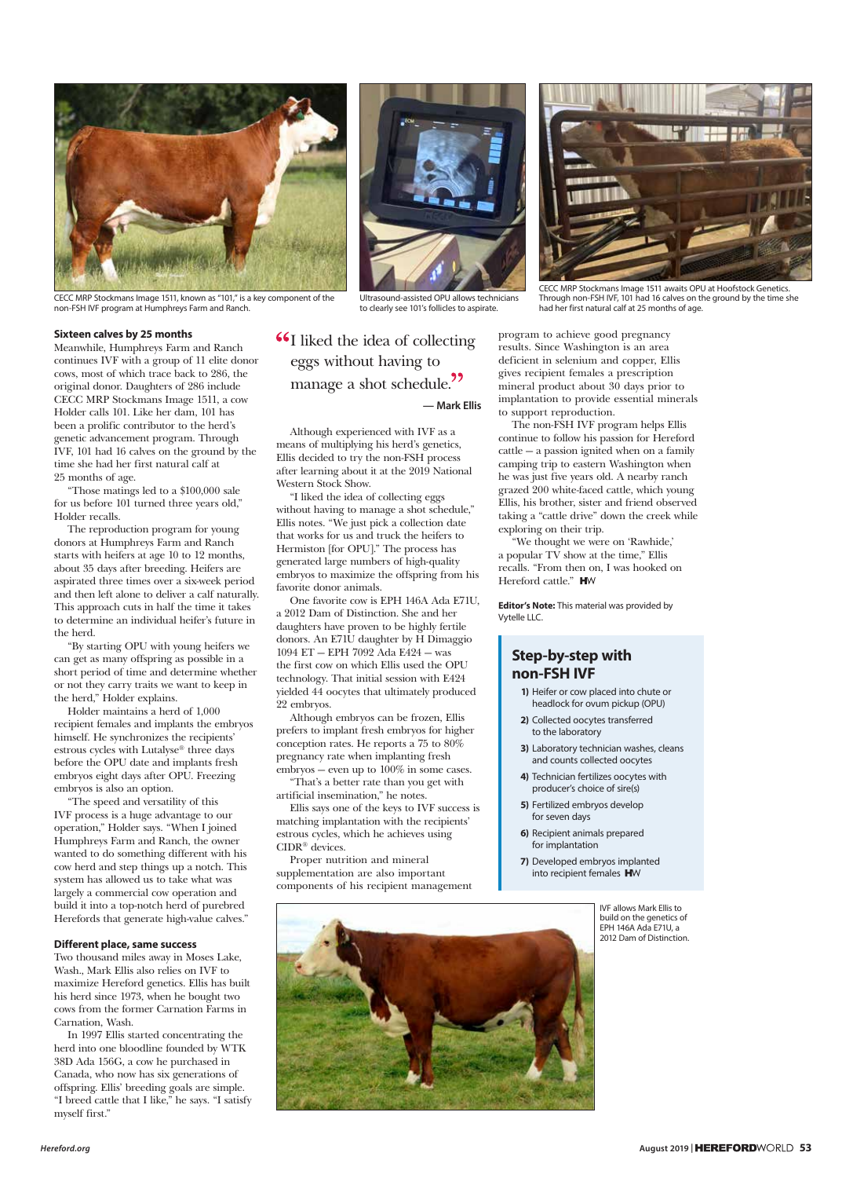CECC MRP Stockmans Image 1511, known as "101," is a key component of the non-FSH IVF program at Humphreys Farm and Ranch.

Ultrasound-assisted OPU allows technicians to clearly see 101's follicles to aspirate.

CECC MRP Stockmans Image 1511 awaits OPU at Hoofstock Genetics. Through non-FSH IVF, 101 had 16 calves on the ground by the time she had her first natural calf at 25 months of age.

### Sixteen calves by 25 months

Meanwhile, Humphreys Farm and Ranch continues IVF with a group of 11 elite donor cows, most of which trace back to 286, the original donor. Daughters of 286 include CECC MRP Stockmans Image 1511, a cow Holder calls 101. Like her dam, 101 has been a prolific contributor to the herd's genetic advancement program. Through IVF, 101 had 16 calves on the ground by the time she had her first natural calf at 25 months of age.

"Those matings led to a $100,000 sale for us before 101 turned three years old," Holder recalls.

The reproduction program for young donors at Humphreys Farm and Ranch starts with heifers at age 10 to 12 months, about 35 days after breeding. Heifers are aspirated three times over a six-week period and then left alone to deliver a calf naturally. This approach cuts in half the time it takes to determine an individual heifer's future in the herd.

"By starting OPU with young heifers we can get as many offspring as possible in a short period of time and determine whether or not they carry traits we want to keep in the herd," Holder explains.

Holder maintains a herd of 1,000 recipient females and implants the embryos himself. He synchronizes the recipients' estrous cycles with Lutalyse® three days before the OPU date and implants fresh embryos eight days after OPU. Freezing embryos is also an option.

"The speed and versatility of this IVF process is a huge advantage to our operation," Holder says. "When I joined Humphreys Farm and Ranch, the owner wanted to do something different with his cow herd and step things up a notch. This system has allowed us to take what was largely a commercial cow operation and build it into a top-notch herd of purebred Herefords that generate high-value calves."

### Different place, same success

Two thousand miles away in Moses Lake, Wash., Mark Ellis also relies on IVF to maximize Hereford genetics. Ellis has built his herd since 1973, when he bought two cows from the former Carnation Farms in Carnation, Wash.

In 1997 Ellis started concentrating the herd into one bloodline founded by WTK 38D Ada 156G, a cow he purchased in Canada, who now has six generations of offspring. Ellis' breeding goals are simple. "I breed cattle that I like," he says. "I satisfy myself first."

> "I liked the idea of collecting eggs without having to manage a shot schedule."
>
> — Mark Ellis

Although experienced with IVF as a means of multiplying his herd's genetics, Ellis decided to try the non-FSH process after learning about it at the 2019 National Western Stock Show.

"I liked the idea of collecting eggs without having to manage a shot schedule," Ellis notes. "We just pick a collection date that works for us and truck the heifers to Hermiston [for OPU]." The process has generated large numbers of high-quality embryos to maximize the offspring from his favorite donor animals.

One favorite cow is EPH 146A Ada E71U, a 2012 Dam of Distinction. She and her daughters have proven to be highly fertile donors. An E71U daughter by H Dimaggio 1094 ET — EPH 7092 Ada E424 — was the first cow on which Ellis used the OPU technology. That initial session with E424 yielded 44 oocytes that ultimately produced 22 embryos.

Although embryos can be frozen, Ellis prefers to implant fresh embryos for higher conception rates. He reports a 75 to 80% pregnancy rate when implanting fresh embryos — even up to 100% in some cases.

"That's a better rate than you get with artificial insemination," he notes.

Ellis says one of the keys to IVF success is matching implantation with the recipients' estrous cycles, which he achieves using CIDR® devices.

Proper nutrition and mineral supplementation are also important components of his recipient management program to achieve good pregnancy results. Since Washington is an area deficient in selenium and copper, Ellis gives recipient females a prescription mineral product about 30 days prior to implantation to provide essential minerals to support reproduction.

The non-FSH IVF program helps Ellis continue to follow his passion for Hereford cattle — a passion ignited when on a family camping trip to eastern Washington when he was just five years old. A nearby ranch grazed 200 white-faced cattle, which young Ellis, his brother, sister and friend observed taking a "cattle drive" down the creek while exploring on their trip.

"We thought we were on 'Rawhide,' a popular TV show at the time," Ellis recalls. "From then on, I was hooked on Hereford cattle." HW

**Editor's Note:** This material was provided by Vytelle LLC.

### Step-by-step with non-FSH IVF

1) Heifer or cow placed into chute or headlock for ovum pickup (OPU)
2) Collected oocytes transferred to the laboratory
3) Laboratory technician washes, cleans and counts collected oocytes
4) Technician fertilizes oocytes with producer's choice of sire(s)
5) Fertilized embryos develop for seven days
6) Recipient animals prepared for implantation
7) Developed embryos implanted into recipient females HW

IVF allows Mark Ellis to build on the genetics of EPH 146A Ada E71U, a 2012 Dam of Distinction.